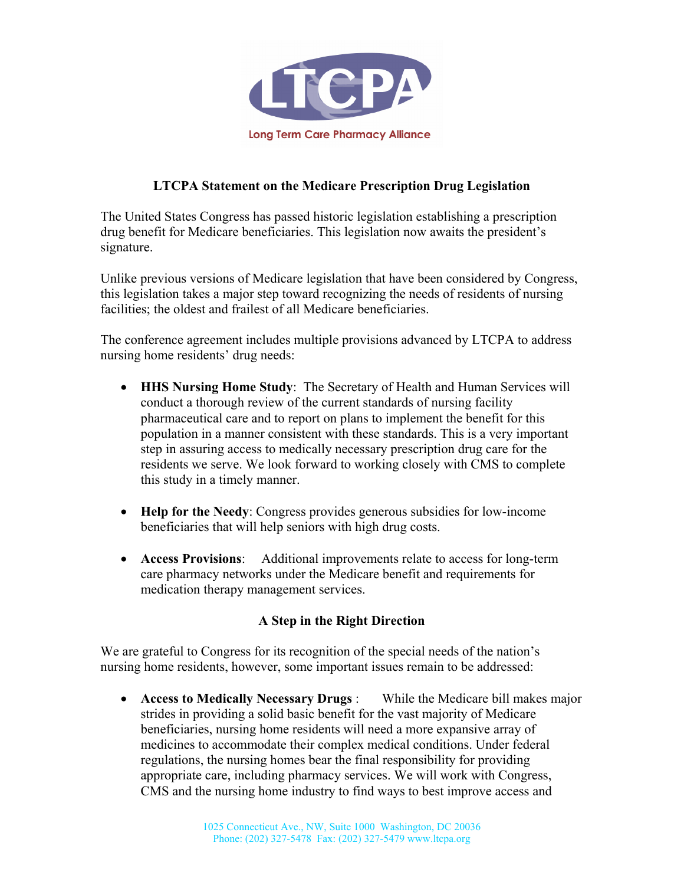LTCPA

Long Term Care Pharmacy Alliance

## LTCPA Statement on the Medicare Prescription Drug Legislation

The United States Congress has passed historic legislation establishing a prescription drug benefit for Medicare beneficiaries. This legislation now awaits the president's signature.

Unlike previous versions of Medicare legislation that have been considered by Congress, this legislation takes a major step toward recognizing the needs of residents of nursing facilities; the oldest and frailest of all Medicare beneficiaries.

The conference agreement includes multiple provisions advanced by LTCPA to address nursing home residents' drug needs:

- **HHS Nursing Home Study**: The Secretary of Health and Human Services will conduct a thorough review of the current standards of nursing facility pharmaceutical care and to report on plans to implement the benefit for this population in a manner consistent with these standards. This is a very important step in assuring access to medically necessary prescription drug care for the residents we serve. We look forward to working closely with CMS to complete this study in a timely manner.

- **Help for the Needy**: Congress provides generous subsidies for low-income beneficiaries that will help seniors with high drug costs.

- **Access Provisions**: Additional improvements relate to access for long-term care pharmacy networks under the Medicare benefit and requirements for medication therapy management services.

### A Step in the Right Direction

We are grateful to Congress for its recognition of the special needs of the nation's nursing home residents, however, some important issues remain to be addressed:

- **Access to Medically Necessary Drugs** : While the Medicare bill makes major strides in providing a solid basic benefit for the vast majority of Medicare beneficiaries, nursing home residents will need a more expansive array of medicines to accommodate their complex medical conditions. Under federal regulations, the nursing homes bear the final responsibility for providing appropriate care, including pharmacy services. We will work with Congress, CMS and the nursing home industry to find ways to best improve access and

1025 Connecticut Ave., NW, Suite 1000 Washington, DC 20036
Phone: (202) 327-5478 Fax: (202) 327-5479 www.ltcpa.org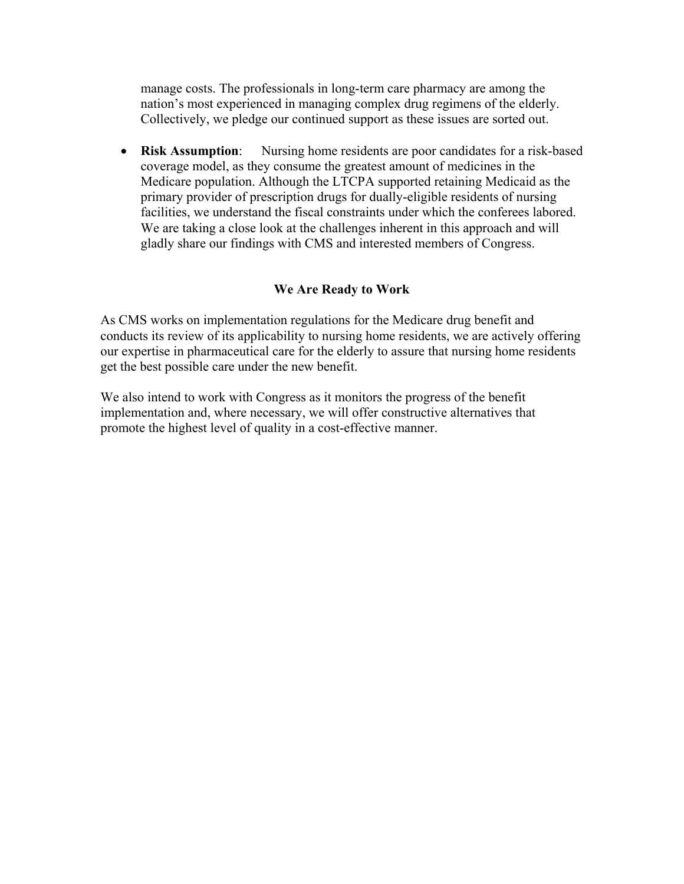manage costs. The professionals in long-term care pharmacy are among the nation's most experienced in managing complex drug regimens of the elderly. Collectively, we pledge our continued support as these issues are sorted out.

- **Risk Assumption**: Nursing home residents are poor candidates for a risk-based coverage model, as they consume the greatest amount of medicines in the Medicare population. Although the LTCPA supported retaining Medicaid as the primary provider of prescription drugs for dually-eligible residents of nursing facilities, we understand the fiscal constraints under which the conferees labored. We are taking a close look at the challenges inherent in this approach and will gladly share our findings with CMS and interested members of Congress.

## We Are Ready to Work

As CMS works on implementation regulations for the Medicare drug benefit and conducts its review of its applicability to nursing home residents, we are actively offering our expertise in pharmaceutical care for the elderly to assure that nursing home residents get the best possible care under the new benefit.

We also intend to work with Congress as it monitors the progress of the benefit implementation and, where necessary, we will offer constructive alternatives that promote the highest level of quality in a cost-effective manner.